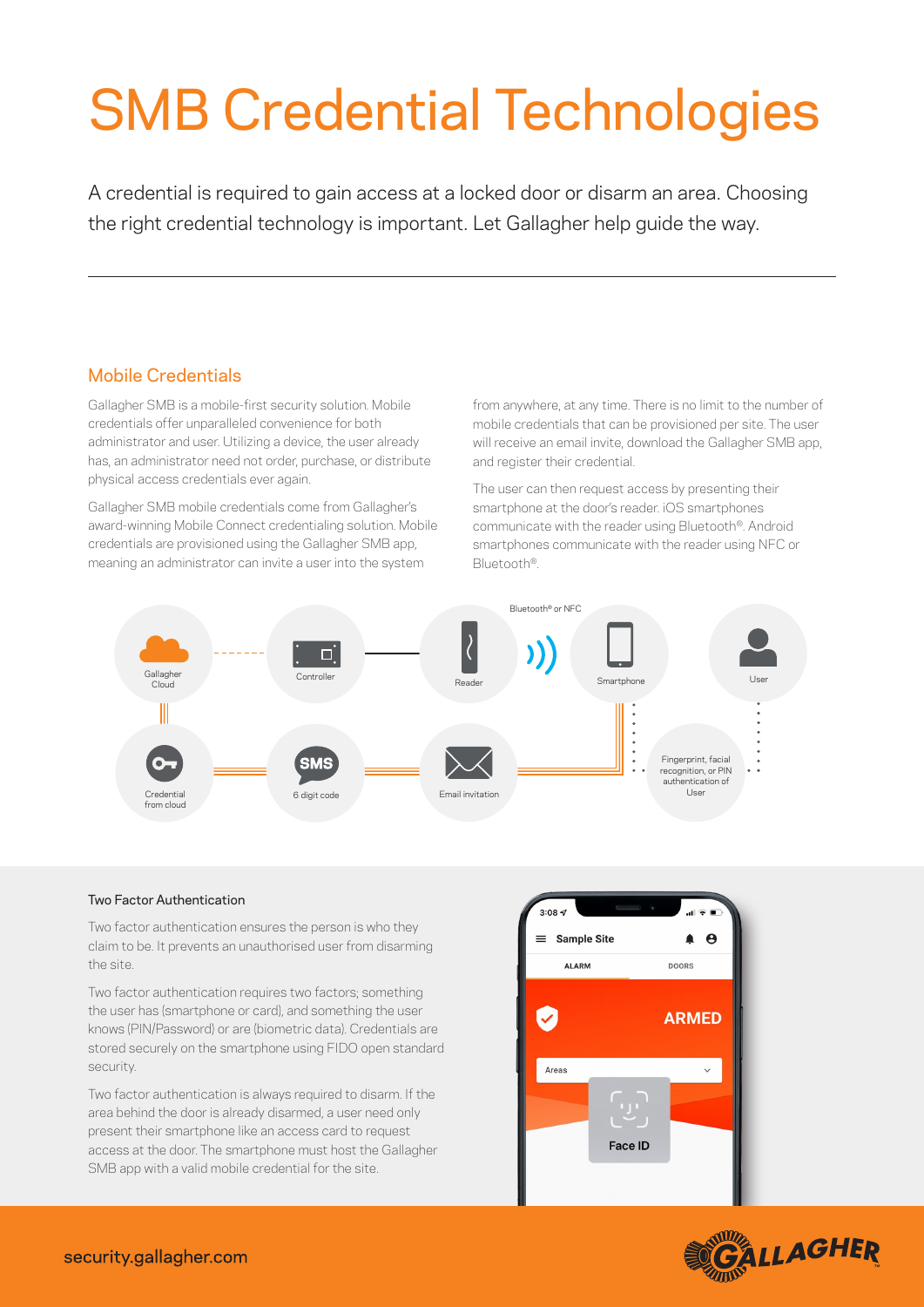# SMB Credential Technologies

A credential is required to gain access at a locked door or disarm an area. Choosing the right credential technology is important. Let Gallagher help guide the way.

## Mobile Credentials

Gallagher SMB is a mobile-first security solution. Mobile credentials offer unparalleled convenience for both administrator and user. Utilizing a device, the user already has, an administrator need not order, purchase, or distribute physical access credentials ever again.

Gallagher SMB mobile credentials come from Gallagher's award-winning Mobile Connect credentialing solution. Mobile credentials are provisioned using the Gallagher SMB app, meaning an administrator can invite a user into the system from anywhere, at any time. There is no limit to the number of mobile credentials that can be provisioned per site. The user will receive an email invite, download the Gallagher SMB app, and register their credential.

The user can then request access by presenting their smartphone at the door's reader. iOS smartphones communicate with the reader using Bluetooth®. Android smartphones communicate with the reader using NFC or Bluetooth®.

Bluetooth® or NFC

Gallagher Cloud

Controller

Reader

Smartphone

User

Credential from cloud

6 digit code

Email invitation

Fingerprint, facial recognition, or PIN authentication of User

### Two Factor Authentication

Two factor authentication ensures the person is who they claim to be. It prevents an unauthorised user from disarming the site.

Two factor authentication requires two factors; something the user has (smartphone or card), and something the user knows (PIN/Password) or are (biometric data). Credentials are stored securely on the smartphone using FIDO open standard security.

Two factor authentication is always required to disarm. If the area behind the door is already disarmed, a user need only present their smartphone like an access card to request access at the door. The smartphone must host the Gallagher SMB app with a valid mobile credential for the site.

3:08

Sample Site

ALARM

DOORS

ARMED

Areas

Face ID

security.gallagher.com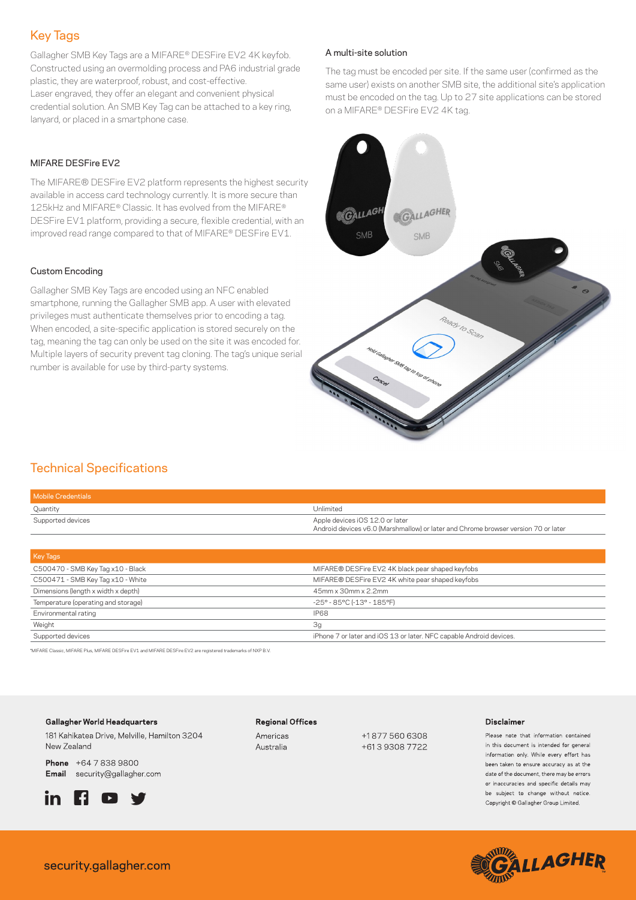## Key Tags

Gallagher SMB Key Tags are a MIFARE® DESFire EV2 4K keyfob. Constructed using an overmolding process and PA6 industrial grade plastic, they are waterproof, robust, and cost-effective. Laser engraved, they offer an elegant and convenient physical credential solution. An SMB Key Tag can be attached to a key ring, lanyard, or placed in a smartphone case.

### MIFARE DESFire EV2

The MIFARE® DESFire EV2 platform represents the highest security available in access card technology currently. It is more secure than 125kHz and MIFARE® Classic. It has evolved from the MIFARE® DESFire EV1 platform, providing a secure, flexible credential, with an improved read range compared to that of MIFARE® DESFire EV1.

### Custom Encoding

Gallagher SMB Key Tags are encoded using an NFC enabled smartphone, running the Gallagher SMB app. A user with elevated privileges must authenticate themselves prior to encoding a tag. When encoded, a site-specific application is stored securely on the tag, meaning the tag can only be used on the site it was encoded for. Multiple layers of security prevent tag cloning. The tag's unique serial number is available for use by third-party systems.

### A multi-site solution

The tag must be encoded per site. If the same user (confirmed as the same user) exists on another SMB site, the additional site's application must be encoded on the tag. Up to 27 site applications can be stored on a MIFARE® DESFire EV2 4K tag.

## Technical Specifications

| Mobile Credentials | |
|---|---|
| Quantity | Unlimited |
| Supported devices | Apple devices iOS 12.0 or later<br>Android devices v6.0 (Marshmallow) or later and Chrome browser version 70 or later |

| Key Tags | |
|---|---|
| C500470 - SMB Key Tag x10 - Black | MIFARE® DESFire EV2 4K black pear shaped keyfobs |
| C500471 - SMB Key Tag x10 - White | MIFARE® DESFire EV2 4K white pear shaped keyfobs |
| Dimensions (length x width x depth) | 45mm x 30mm x 2.2mm |
| Temperature (operating and storage) | -25° - 85°C (-13° - 185°F) |
| Environmental rating | IP68 |
| Weight | 3g |
| Supported devices | iPhone 7 or later and iOS 13 or later. NFC capable Android devices. |

*MIFARE Classic, MIFARE Plus, MIFARE DESFire EV1 and MIFARE DESFire EV2 are registered trademarks of NXP B.V.

**Gallagher World Headquarters**

181 Kahikatea Drive, Melville, Hamilton 3204
New Zealand

**Phone** +64 7 838 9800
**Email** security@gallagher.com

**Regional Offices**

| | |
|---|---|
| Americas | +1 877 560 6308 |
| Australia | +61 3 9308 7722 |

**Disclaimer**

Please note that information contained in this document is intended for general information only. While every effort has been taken to ensure accuracy as at the date of the document, there may be errors or inaccuracies and specific details may be subject to change without notice. Copyright © Gallagher Group Limited.

security.gallagher.com